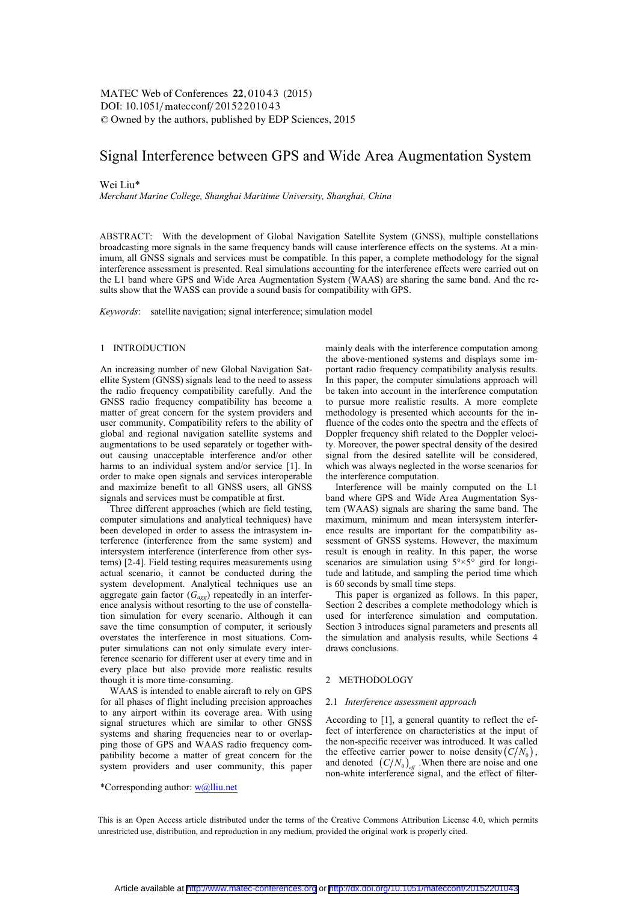MATEC Web of Conferences **22**, 01043 (2015)
DOI: 10.1051/matecconf/20152201043
© Owned by the authors, published by EDP Sciences, 2015

# Signal Interference between GPS and Wide Area Augmentation System

Wei Liu*

*Merchant Marine College, Shanghai Maritime University, Shanghai, China*

ABSTRACT: With the development of Global Navigation Satellite System (GNSS), multiple constellations broadcasting more signals in the same frequency bands will cause interference effects on the systems. At a minimum, all GNSS signals and services must be compatible. In this paper, a complete methodology for the signal interference assessment is presented. Real simulations accounting for the interference effects were carried out on the L1 band where GPS and Wide Area Augmentation System (WAAS) are sharing the same band. And the results show that the WASS can provide a sound basis for compatibility with GPS.

*Keywords*: satellite navigation; signal interference; simulation model

## 1 INTRODUCTION

An increasing number of new Global Navigation Satellite System (GNSS) signals lead to the need to assess the radio frequency compatibility carefully. And the GNSS radio frequency compatibility has become a matter of great concern for the system providers and user community. Compatibility refers to the ability of global and regional navigation satellite systems and augmentations to be used separately or together without causing unacceptable interference and/or other harms to an individual system and/or service [1]. In order to make open signals and services interoperable and maximize benefit to all GNSS users, all GNSS signals and services must be compatible at first.

Three different approaches (which are field testing, computer simulations and analytical techniques) have been developed in order to assess the intrasystem interference (interference from the same system) and intersystem interference (interference from other systems) [2-4]. Field testing requires measurements using actual scenario, it cannot be conducted during the system development. Analytical techniques use an aggregate gain factor ($G_{agg}$) repeatedly in an interference analysis without resorting to the use of constellation simulation for every scenario. Although it can save the time consumption of computer, it seriously overstates the interference in most situations. Computer simulations can not only simulate every interference scenario for different user at every time and in every place but also provide more realistic results though it is more time-consuming.

WAAS is intended to enable aircraft to rely on GPS for all phases of flight including precision approaches to any airport within its coverage area. With using signal structures which are similar to other GNSS systems and sharing frequencies near to or overlapping those of GPS and WAAS radio frequency compatibility become a matter of great concern for the system providers and user community, this paper mainly deals with the interference computation among the above-mentioned systems and displays some important radio frequency compatibility analysis results. In this paper, the computer simulations approach will be taken into account in the interference computation to pursue more realistic results. A more complete methodology is presented which accounts for the influence of the codes onto the spectra and the effects of Doppler frequency shift related to the Doppler velocity. Moreover, the power spectral density of the desired signal from the desired satellite will be considered, which was always neglected in the worse scenarios for the interference computation.

Interference will be mainly computed on the L1 band where GPS and Wide Area Augmentation System (WAAS) signals are sharing the same band. The maximum, minimum and mean intersystem interference results are important for the compatibility assessment of GNSS systems. However, the maximum result is enough in reality. In this paper, the worse scenarios are simulation using 5°×5° gird for longitude and latitude, and sampling the period time which is 60 seconds by small time steps.

This paper is organized as follows. In this paper, Section 2 describes a complete methodology which is used for interference simulation and computation. Section 3 introduces signal parameters and presents all the simulation and analysis results, while Sections 4 draws conclusions.

## 2 METHODOLOGY

### 2.1 *Interference assessment approach*

According to [1], a general quantity to reflect the effect of interference on characteristics at the input of the non-specific receiver was introduced. It was called the effective carrier power to noise density $(C/N_0)$, and denoted $(C/N_0)_{eff}$. When there are noise and one non-white interference signal, and the effect of filter-

*Corresponding author: w@lliu.net

This is an Open Access article distributed under the terms of the Creative Commons Attribution License 4.0, which permits unrestricted use, distribution, and reproduction in any medium, provided the original work is properly cited.

Article available at http://www.matec-conferences.org or http://dx.doi.org/10.1051/matecconf/20152201043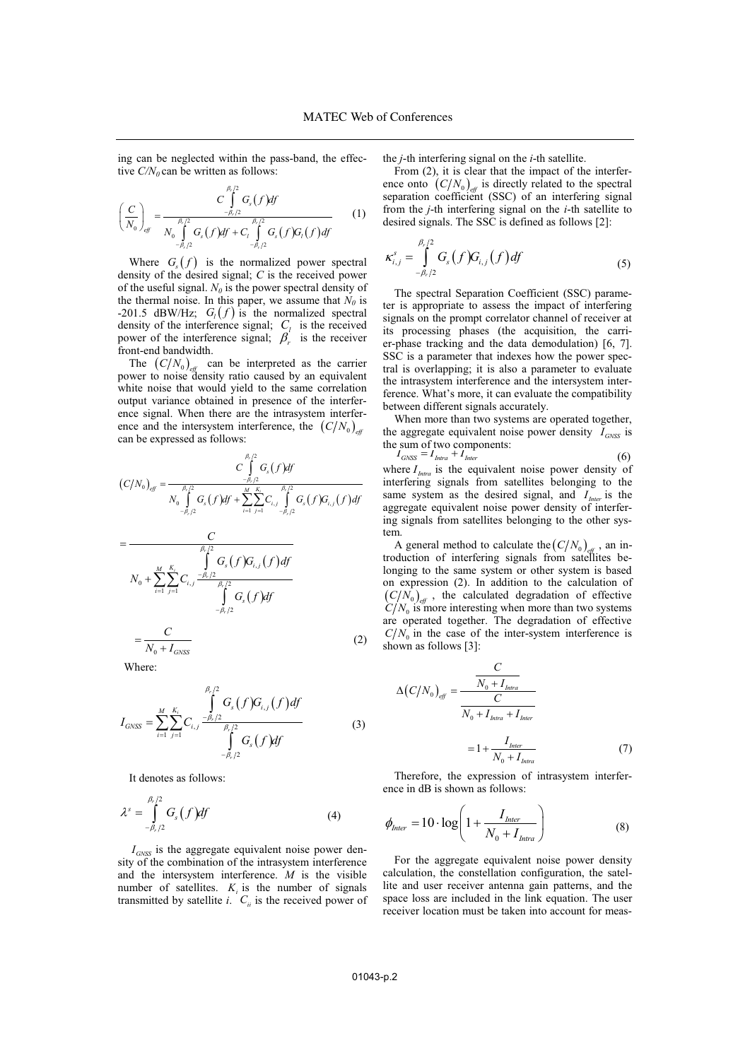ing can be neglected within the pass-band, the effective $C/N_0$ can be written as follows:

$$\left(\frac{C}{N_0}\right)_{eff} = \frac{C\int_{-\beta_r/2}^{\beta_r/2} G_s(f)df}{N_0\int_{-\beta_r/2}^{\beta_r/2} G_s(f)df + C_l\int_{-\beta_r/2}^{\beta_r/2} G_s(f)G_l(f)df} \tag{1}$$

Where $G_s(f)$ is the normalized power spectral density of the desired signal; $C$ is the received power of the useful signal. $N_0$ is the power spectral density of the thermal noise. In this paper, we assume that $N_0$ is -201.5 dBW/Hz; $G_l(f)$ is the normalized spectral density of the interference signal; $C_l$ is the received power of the interference signal; $\beta_r$ is the receiver front-end bandwidth.

The $(C/N_0)_{eff}$ can be interpreted as the carrier power to noise density ratio caused by an equivalent white noise that would yield to the same correlation output variance obtained in presence of the interference signal. When there are the intrasystem interference and the intersystem interference, the $(C/N_0)_{eff}$ can be expressed as follows:

$$(C/N_0)_{eff} = \frac{C\int_{-\beta_r/2}^{\beta_r/2} G_s(f)df}{N_0\int_{-\beta_r/2}^{\beta_r/2} G_s(f)df + \sum_{i=1}^{M}\sum_{j=1}^{K_i} C_{i,j}\int_{-\beta_r/2}^{\beta_r/2} G_s(f)G_{i,j}(f)df}$$

$$= \frac{C}{N_0 + \sum_{i=1}^{M}\sum_{j=1}^{K_i} C_{i,j}\frac{\int_{-\beta_r/2}^{\beta_r/2} G_s(f)G_{i,j}(f)df}{\int_{-\beta_r/2}^{\beta_r/2} G_s(f)df}}$$

$$= \frac{C}{N_0 + I_{GNSS}} \tag{2}$$

Where:

$$I_{GNSS} = \sum_{i=1}^{M}\sum_{j=1}^{K_i} C_{i,j}\frac{\int_{-\beta_r/2}^{\beta_r/2} G_s(f)G_{i,j}(f)df}{\int_{-\beta_r/2}^{\beta_r/2} G_s(f)df} \tag{3}$$

It denotes as follows:

$$\lambda^s = \int_{-\beta_r/2}^{\beta_r/2} G_s(f)df \tag{4}$$

$I_{GNSS}$ is the aggregate equivalent noise power density of the combination of the intrasystem interference and the intersystem interference. $M$ is the visible number of satellites. $K_i$ is the number of signals transmitted by satellite $i$. $C_{ii}$ is the received power of the $j$-th interfering signal on the $i$-th satellite.

From (2), it is clear that the impact of the interference onto $(C/N_0)_{eff}$ is directly related to the spectral separation coefficient (SSC) of an interfering signal from the $j$-th interfering signal on the $i$-th satellite to desired signals. The SSC is defined as follows [2]:

$$\kappa_{i,j}^s = \int_{-\beta_r/2}^{\beta_r/2} G_s(f)G_{i,j}(f)df \tag{5}$$

The spectral Separation Coefficient (SSC) parameter is appropriate to assess the impact of interfering signals on the prompt correlator channel of receiver at its processing phases (the acquisition, the carrier-phase tracking and the data demodulation) [6, 7]. SSC is a parameter that indexes how the power spectral is overlapping; it is also a parameter to evaluate the intrasystem interference and the intersystem interference. What's more, it can evaluate the compatibility between different signals accurately.

When more than two systems are operated together, the aggregate equivalent noise power density $I_{GNSS}$ is the sum of two components:

$$I_{GNSS} = I_{Intra} + I_{Inter} \tag{6}$$

where $I_{Intra}$ is the equivalent noise power density of interfering signals from satellites belonging to the same system as the desired signal, and $I_{Inter}$ is the aggregate equivalent noise power density of interfering signals from satellites belonging to the other system.

A general method to calculate the $(C/N_0)_{eff}$, an introduction of interfering signals from satellites belonging to the same system or other system is based on expression (2). In addition to the calculation of $(C/N_0)_{eff}$, the calculated degradation of effective $C/N_0$ is more interesting when more than two systems are operated together. The degradation of effective $C/N_0$ in the case of the inter-system interference is shown as follows [3]:

$$\Delta(C/N_0)_{eff} = \frac{\dfrac{C}{N_0 + I_{Intra}}}{\dfrac{C}{N_0 + I_{Intra} + I_{Inter}}}$$

$$= 1 + \frac{I_{Inter}}{N_0 + I_{Intra}} \tag{7}$$

Therefore, the expression of intrasystem interference in dB is shown as follows:

$$\phi_{Inter} = 10\cdot\log\left(1 + \frac{I_{Inter}}{N_0 + I_{Intra}}\right) \tag{8}$$

For the aggregate equivalent noise power density calculation, the constellation configuration, the satellite and user receiver antenna gain patterns, and the space loss are included in the link equation. The user receiver location must be taken into account for meas-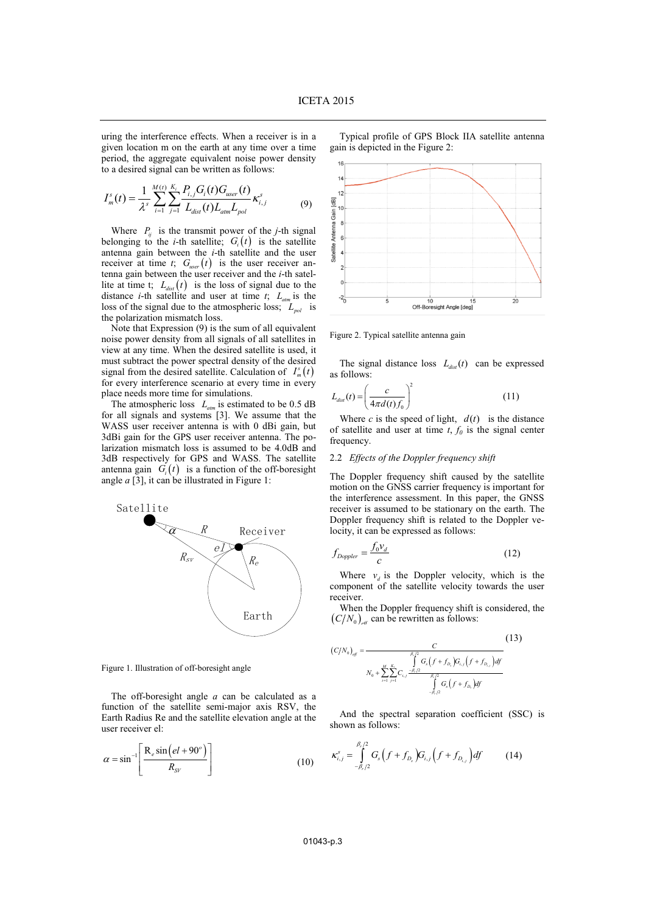uring the interference effects. When a receiver is in a given location m on the earth at any time over a time period, the aggregate equivalent noise power density to a desired signal can be written as follows:

$$I_m^s(t) = \frac{1}{\lambda^s} \sum_{i=1}^{M(t)} \sum_{j=1}^{K_i} \frac{P_{i,j} G_i(t) G_{user}(t)}{L_{dist}(t) L_{atm} L_{pol}} \kappa_{i,j}^s \tag{9}$$

Where $P_{ij}$ is the transmit power of the $j$-th signal belonging to the $i$-th satellite; $G_i(t)$ is the satellite antenna gain between the $i$-th satellite and the user receiver at time $t$; $G_{user}(t)$ is the user receiver antenna gain between the user receiver and the $i$-th satellite at time t; $L_{dist}(t)$ is the loss of signal due to the distance $i$-th satellite and user at time $t$; $L_{atm}$ is the loss of the signal due to the atmospheric loss; $L_{pol}$ is the polarization mismatch loss.

Note that Expression (9) is the sum of all equivalent noise power density from all signals of all satellites in view at any time. When the desired satellite is used, it must subtract the power spectral density of the desired signal from the desired satellite. Calculation of $I_m^s(t)$ for every interference scenario at every time in every place needs more time for simulations.

The atmospheric loss $L_{atm}$ is estimated to be 0.5 dB for all signals and systems [3]. We assume that the WASS user receiver antenna is with 0 dBi gain, but 3dBi gain for the GPS user receiver antenna. The polarization mismatch loss is assumed to be 4.0dB and 3dB respectively for GPS and WASS. The satellite antenna gain $G_i(t)$ is a function of the off-boresight angle *a* [3], it can be illustrated in Figure 1:

Figure 1. Illustration of off-boresight angle

The off-boresight angle *a* can be calculated as a function of the satellite semi-major axis RSV, the Earth Radius Re and the satellite elevation angle at the user receiver el:

$$\alpha = \sin^{-1}\left[\frac{R_e \sin\left(el + 90^o\right)}{R_{SV}}\right] \tag{10}$$

Typical profile of GPS Block IIA satellite antenna gain is depicted in the Figure 2:

Figure 2. Typical satellite antenna gain

The signal distance loss $L_{dist}(t)$ can be expressed as follows:

$$L_{dist}(t) = \left(\frac{c}{4\pi d(t) f_0}\right)^2 \tag{11}$$

Where $c$ is the speed of light, $d(t)$ is the distance of satellite and user at time $t$, $f_0$ is the signal center frequency.

### 2.2 *Effects of the Doppler frequency shift*

The Doppler frequency shift caused by the satellite motion on the GNSS carrier frequency is important for the interference assessment. In this paper, the GNSS receiver is assumed to be stationary on the earth. The Doppler frequency shift is related to the Doppler velocity, it can be expressed as follows:

$$f_{Doppler} = \frac{f_0 v_d}{c} \tag{12}$$

Where $v_d$ is the Doppler velocity, which is the component of the satellite velocity towards the user receiver.

When the Doppler frequency shift is considered, the $(C/N_0)_{eff}$ can be rewritten as follows:

$$(C/N_0)_{eff} = \frac{C}{N_0 + \sum_{i=1}^{M} \sum_{j=1}^{K_i} C_{i,j} \frac{\int_{-\beta_r/2}^{\beta_r/2} G_s\left(f + f_{D_s}\right) G_{i,j}\left(f + f_{D_{i,j}}\right) df}{\int_{-\beta_r/2}^{\beta_r/2} G_s\left(f + f_{D_s}\right) df}} \tag{13}$$

And the spectral separation coefficient (SSC) is shown as follows:

$$\kappa_{i,j}^s = \int_{-\beta_r/2}^{\beta_r/2} G_s\left(f + f_{D_s}\right) G_{i,j}\left(f + f_{D_{i,j}}\right) df \tag{14}$$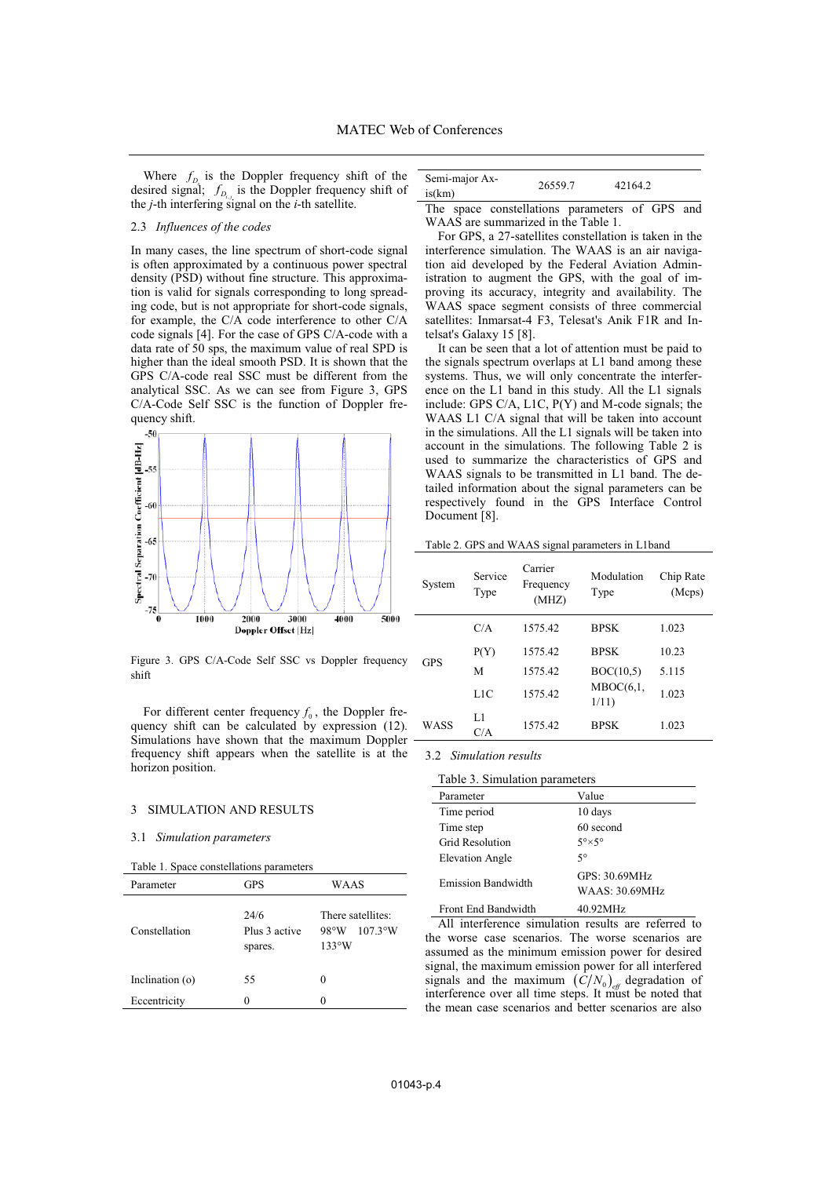Where $f_{D_i}$ is the Doppler frequency shift of the desired signal; $f_{D_{i,j}}$ is the Doppler frequency shift of the *j*-th interfering signal on the *i*-th satellite.

### 2.3 *Influences of the codes*

In many cases, the line spectrum of short-code signal is often approximated by a continuous power spectral density (PSD) without fine structure. This approximation is valid for signals corresponding to long spreading code, but is not appropriate for short-code signals, for example, the C/A code interference to other C/A code signals [4]. For the case of GPS C/A-code with a data rate of 50 sps, the maximum value of real SPD is higher than the ideal smooth PSD. It is shown that the GPS C/A-code real SSC must be different from the analytical SSC. As we can see from Figure 3, GPS C/A-Code Self SSC is the function of Doppler frequency shift.

Figure 3. GPS C/A-Code Self SSC vs Doppler frequency shift

For different center frequency $f_0$, the Doppler frequency shift can be calculated by expression (12). Simulations have shown that the maximum Doppler frequency shift appears when the satellite is at the horizon position.

## 3 SIMULATION AND RESULTS

### 3.1 *Simulation parameters*

Table 1. Space constellations parameters

| Parameter | GPS | WAAS |
|---|---|---|
| Constellation | 24/6 Plus 3 active spares. | There satellites: 98°W 107.3°W 133°W |
| Inclination (o) | 55 | 0 |
| Eccentricity | 0 | 0 |
| Semi-major Axis(km) | 26559.7 | 42164.2 |

The space constellations parameters of GPS and WAAS are summarized in the Table 1.

For GPS, a 27-satellites constellation is taken in the interference simulation. The WAAS is an air navigation aid developed by the Federal Aviation Administration to augment the GPS, with the goal of improving its accuracy, integrity and availability. The WAAS space segment consists of three commercial satellites: Inmarsat-4 F3, Telesat's Anik F1R and Intelsat's Galaxy 15 [8].

It can be seen that a lot of attention must be paid to the signals spectrum overlaps at L1 band among these systems. Thus, we will only concentrate the interference on the L1 band in this study. All the L1 signals include: GPS C/A, L1C, P(Y) and M-code signals; the WAAS L1 C/A signal that will be taken into account in the simulations. All the L1 signals will be taken into account in the simulations. The following Table 2 is used to summarize the characteristics of GPS and WAAS signals to be transmitted in L1 band. The detailed information about the signal parameters can be respectively found in the GPS Interface Control Document [8].

Table 2. GPS and WAAS signal parameters in L1band

| System | Service Type | Carrier Frequency (MHZ) | Modulation Type | Chip Rate (Mcps) |
|---|---|---|---|---|
| GPS | C/A | 1575.42 | BPSK | 1.023 |
| | P(Y) | 1575.42 | BPSK | 10.23 |
| | M | 1575.42 | BOC(10,5) | 5.115 |
| | L1C | 1575.42 | MBOC(6,1, 1/11) | 1.023 |
| WASS | L1 C/A | 1575.42 | BPSK | 1.023 |

### 3.2 *Simulation results*

Table 3. Simulation parameters

| Parameter | Value |
|---|---|
| Time period | 10 days |
| Time step | 60 second |
| Grid Resolution | 5°×5° |
| Elevation Angle | 5° |
| Emission Bandwidth | GPS: 30.69MHz WAAS: 30.69MHz |
| Front End Bandwidth | 40.92MHz |

All interference simulation results are referred to the worse case scenarios. The worse scenarios are assumed as the minimum emission power for desired signal, the maximum emission power for all interfered signals and the maximum $(C/N_0)_{eff}$ degradation of interference over all time steps. It must be noted that the mean case scenarios and better scenarios are also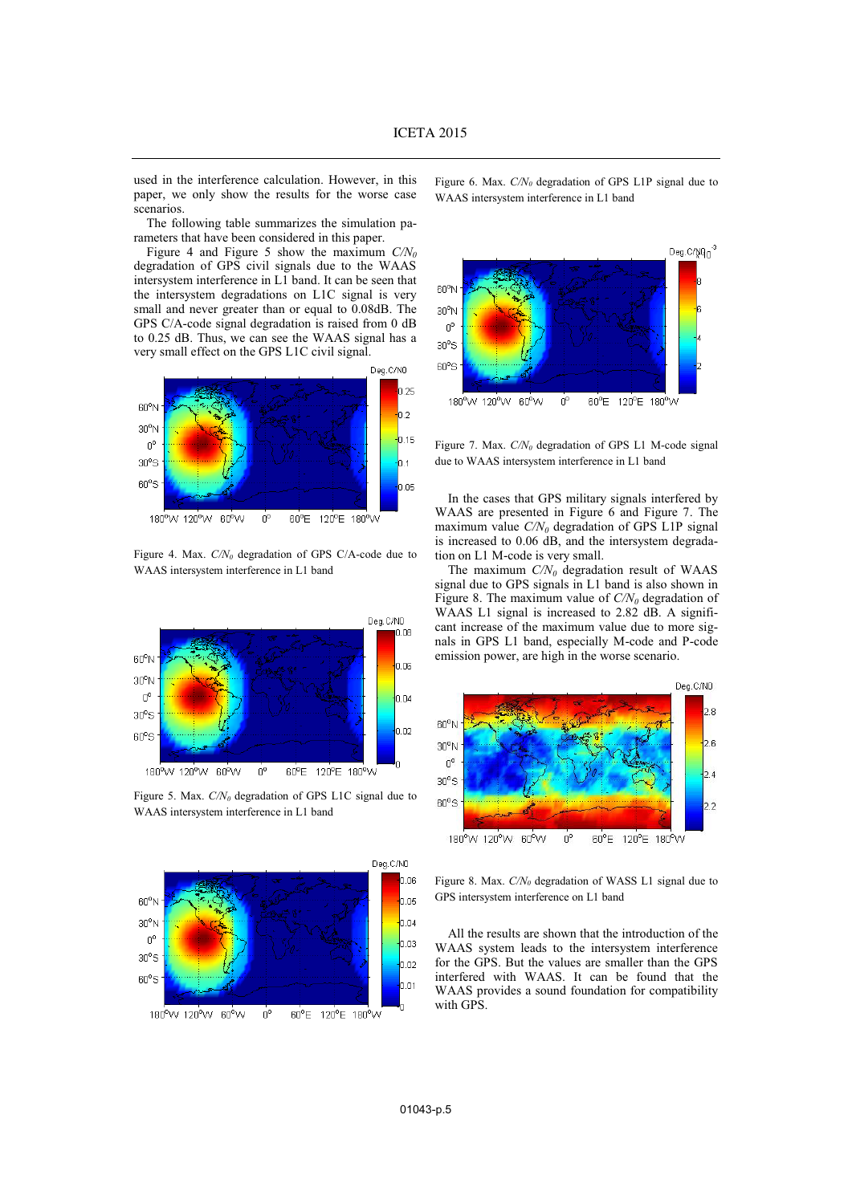used in the interference calculation. However, in this paper, we only show the results for the worse case scenarios.

The following table summarizes the simulation parameters that have been considered in this paper.

Figure 4 and Figure 5 show the maximum $C/N_0$ degradation of GPS civil signals due to the WAAS intersystem interference in L1 band. It can be seen that the intersystem degradations on L1C signal is very small and never greater than or equal to 0.08dB. The GPS C/A-code signal degradation is raised from 0 dB to 0.25 dB. Thus, we can see the WAAS signal has a very small effect on the GPS L1C civil signal.

Figure 4. Max. $C/N_0$ degradation of GPS C/A-code due to WAAS intersystem interference in L1 band

Figure 5. Max. $C/N_0$ degradation of GPS L1C signal due to WAAS intersystem interference in L1 band

Figure 6. Max. $C/N_0$ degradation of GPS L1P signal due to WAAS intersystem interference in L1 band

Figure 7. Max. $C/N_0$ degradation of GPS L1 M-code signal due to WAAS intersystem interference in L1 band

In the cases that GPS military signals interfered by WAAS are presented in Figure 6 and Figure 7. The maximum value $C/N_0$ degradation of GPS L1P signal is increased to 0.06 dB, and the intersystem degradation on L1 M-code is very small.

The maximum $C/N_0$ degradation result of WAAS signal due to GPS signals in L1 band is also shown in Figure 8. The maximum value of $C/N_0$ degradation of WAAS L1 signal is increased to 2.82 dB. A significant increase of the maximum value due to more signals in GPS L1 band, especially M-code and P-code emission power, are high in the worse scenario.

Figure 8. Max. $C/N_0$ degradation of WASS L1 signal due to GPS intersystem interference on L1 band

All the results are shown that the introduction of the WAAS system leads to the intersystem interference for the GPS. But the values are smaller than the GPS interfered with WAAS. It can be found that the WAAS provides a sound foundation for compatibility with GPS.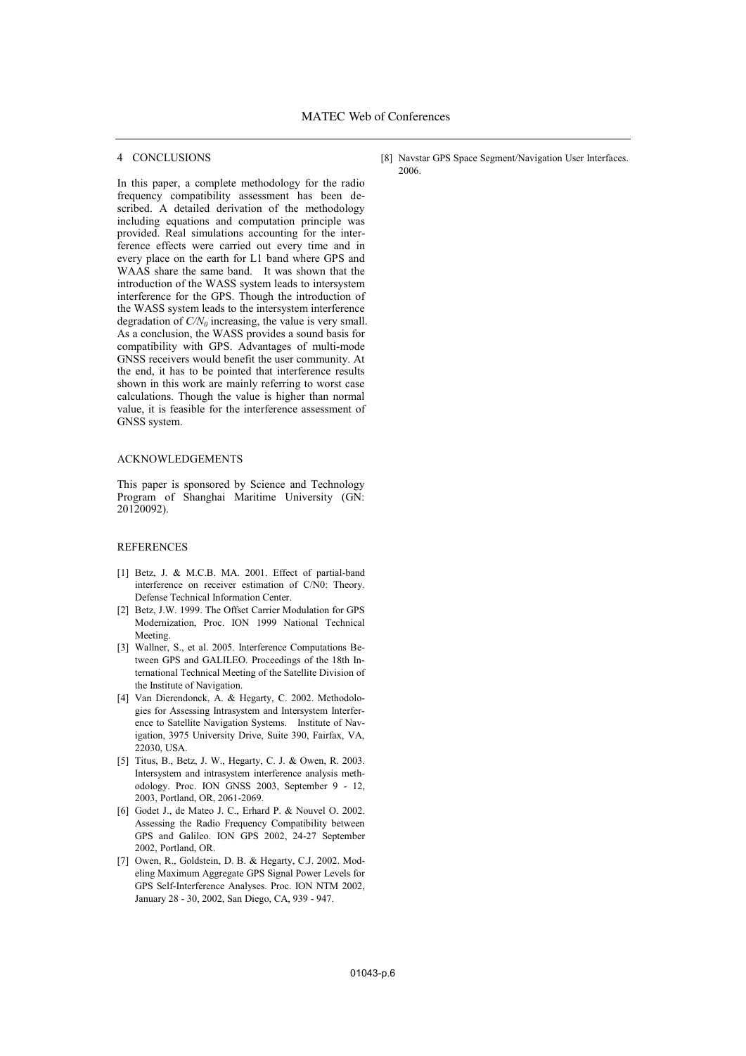## 4 CONCLUSIONS

In this paper, a complete methodology for the radio frequency compatibility assessment has been described. A detailed derivation of the methodology including equations and computation principle was provided. Real simulations accounting for the interference effects were carried out every time and in every place on the earth for L1 band where GPS and WAAS share the same band. It was shown that the introduction of the WASS system leads to intersystem interference for the GPS. Though the introduction of the WASS system leads to the intersystem interference degradation of $C/N_0$ increasing, the value is very small. As a conclusion, the WASS provides a sound basis for compatibility with GPS. Advantages of multi-mode GNSS receivers would benefit the user community. At the end, it has to be pointed that interference results shown in this work are mainly referring to worst case calculations. Though the value is higher than normal value, it is feasible for the interference assessment of GNSS system.

## ACKNOWLEDGEMENTS

This paper is sponsored by Science and Technology Program of Shanghai Maritime University (GN: 20120092).

## REFERENCES

[1] Betz, J. & M.C.B. MA. 2001. Effect of partial-band interference on receiver estimation of C/N0: Theory. Defense Technical Information Center.

[2] Betz, J.W. 1999. The Offset Carrier Modulation for GPS Modernization, Proc. ION 1999 National Technical Meeting.

[3] Wallner, S., et al. 2005. Interference Computations Between GPS and GALILEO. Proceedings of the 18th International Technical Meeting of the Satellite Division of the Institute of Navigation.

[4] Van Dierendonck, A. & Hegarty, C. 2002. Methodologies for Assessing Intrasystem and Intersystem Interference to Satellite Navigation Systems. Institute of Navigation, 3975 University Drive, Suite 390, Fairfax, VA, 22030, USA.

[5] Titus, B., Betz, J. W., Hegarty, C. J. & Owen, R. 2003. Intersystem and intrasystem interference analysis methodology. Proc. ION GNSS 2003, September 9 - 12, 2003, Portland, OR, 2061-2069.

[6] Godet J., de Mateo J. C., Erhard P. & Nouvel O. 2002. Assessing the Radio Frequency Compatibility between GPS and Galileo. ION GPS 2002, 24-27 September 2002, Portland, OR.

[7] Owen, R., Goldstein, D. B. & Hegarty, C.J. 2002. Modeling Maximum Aggregate GPS Signal Power Levels for GPS Self-Interference Analyses. Proc. ION NTM 2002, January 28 - 30, 2002, San Diego, CA, 939 - 947.

[8] Navstar GPS Space Segment/Navigation User Interfaces. 2006.